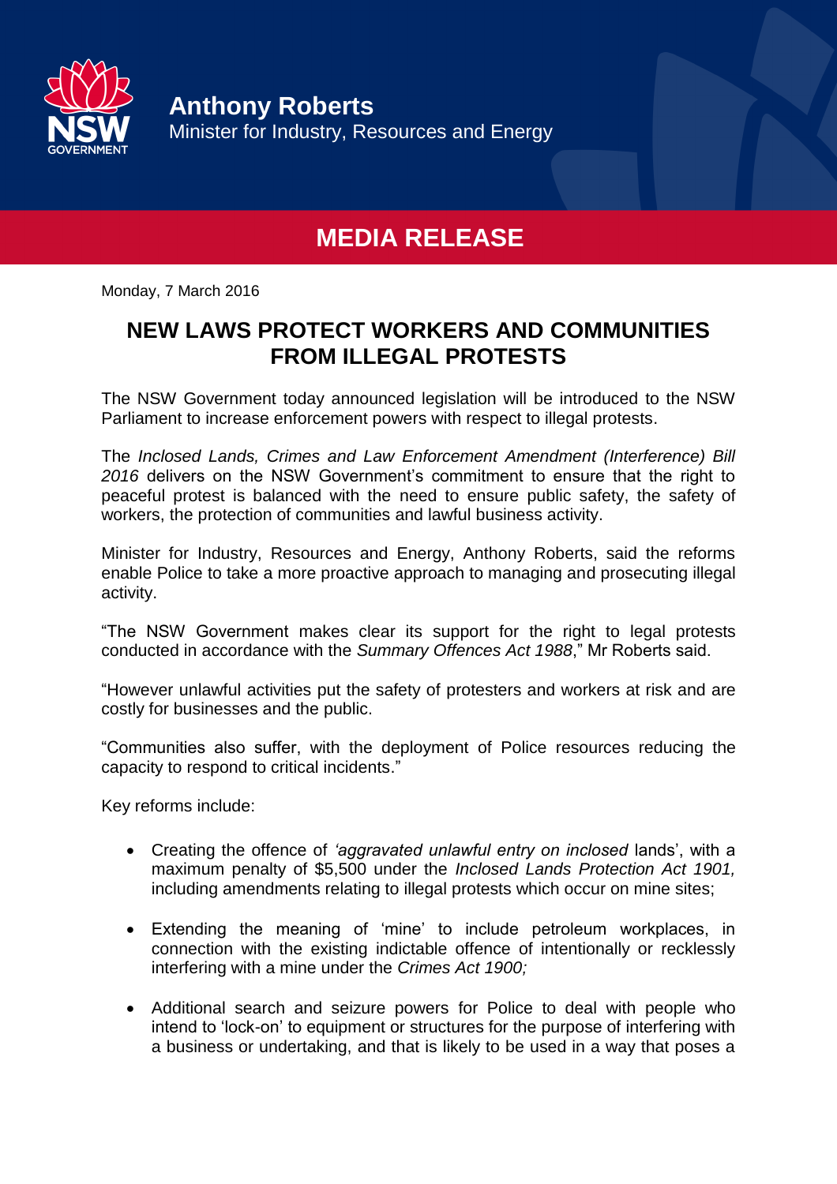**Anthony Roberts**
Minister for Industry, Resources and Energy

# MEDIA RELEASE

Monday, 7 March 2016

## NEW LAWS PROTECT WORKERS AND COMMUNITIES FROM ILLEGAL PROTESTS

The NSW Government today announced legislation will be introduced to the NSW Parliament to increase enforcement powers with respect to illegal protests.

The *Inclosed Lands, Crimes and Law Enforcement Amendment (Interference) Bill 2016* delivers on the NSW Government's commitment to ensure that the right to peaceful protest is balanced with the need to ensure public safety, the safety of workers, the protection of communities and lawful business activity.

Minister for Industry, Resources and Energy, Anthony Roberts, said the reforms enable Police to take a more proactive approach to managing and prosecuting illegal activity.

"The NSW Government makes clear its support for the right to legal protests conducted in accordance with the *Summary Offences Act 1988*," Mr Roberts said.

"However unlawful activities put the safety of protesters and workers at risk and are costly for businesses and the public.

"Communities also suffer, with the deployment of Police resources reducing the capacity to respond to critical incidents."

Key reforms include:

- Creating the offence of *'aggravated unlawful entry on inclosed* lands', with a maximum penalty of $5,500 under the *Inclosed Lands Protection Act 1901,* including amendments relating to illegal protests which occur on mine sites;

- Extending the meaning of 'mine' to include petroleum workplaces, in connection with the existing indictable offence of intentionally or recklessly interfering with a mine under the *Crimes Act 1900;*

- Additional search and seizure powers for Police to deal with people who intend to 'lock-on' to equipment or structures for the purpose of interfering with a business or undertaking, and that is likely to be used in a way that poses a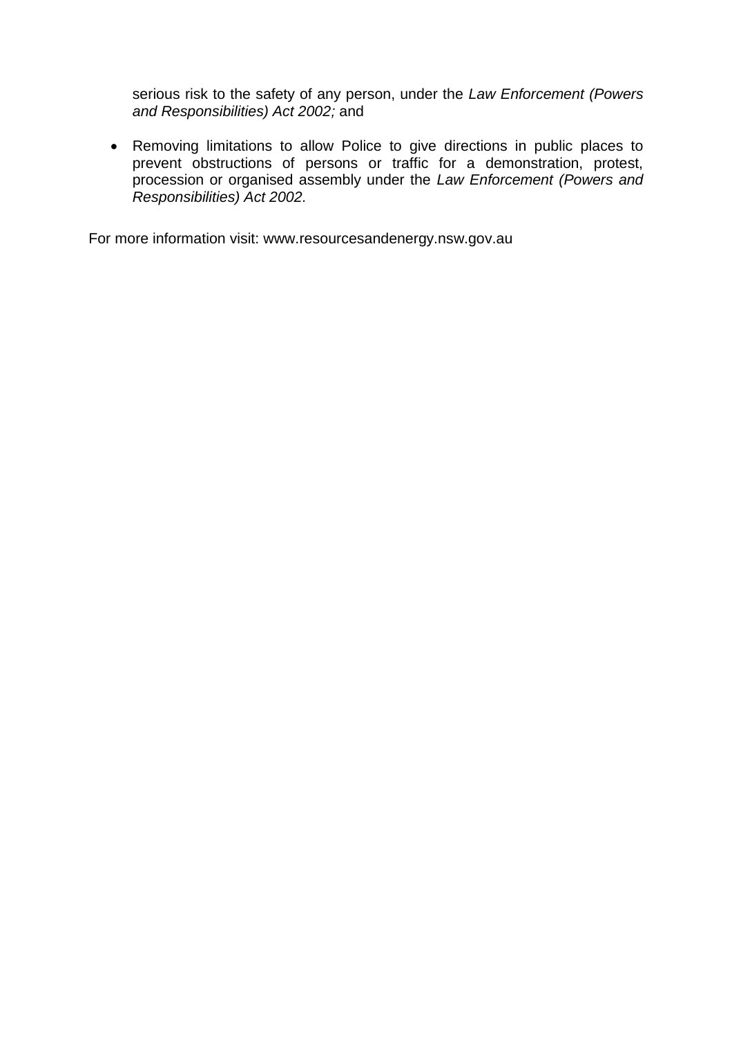serious risk to the safety of any person, under the *Law Enforcement (Powers and Responsibilities) Act 2002;* and

- Removing limitations to allow Police to give directions in public places to prevent obstructions of persons or traffic for a demonstration, protest, procession or organised assembly under the *Law Enforcement (Powers and Responsibilities) Act 2002*.

For more information visit: www.resourcesandenergy.nsw.gov.au